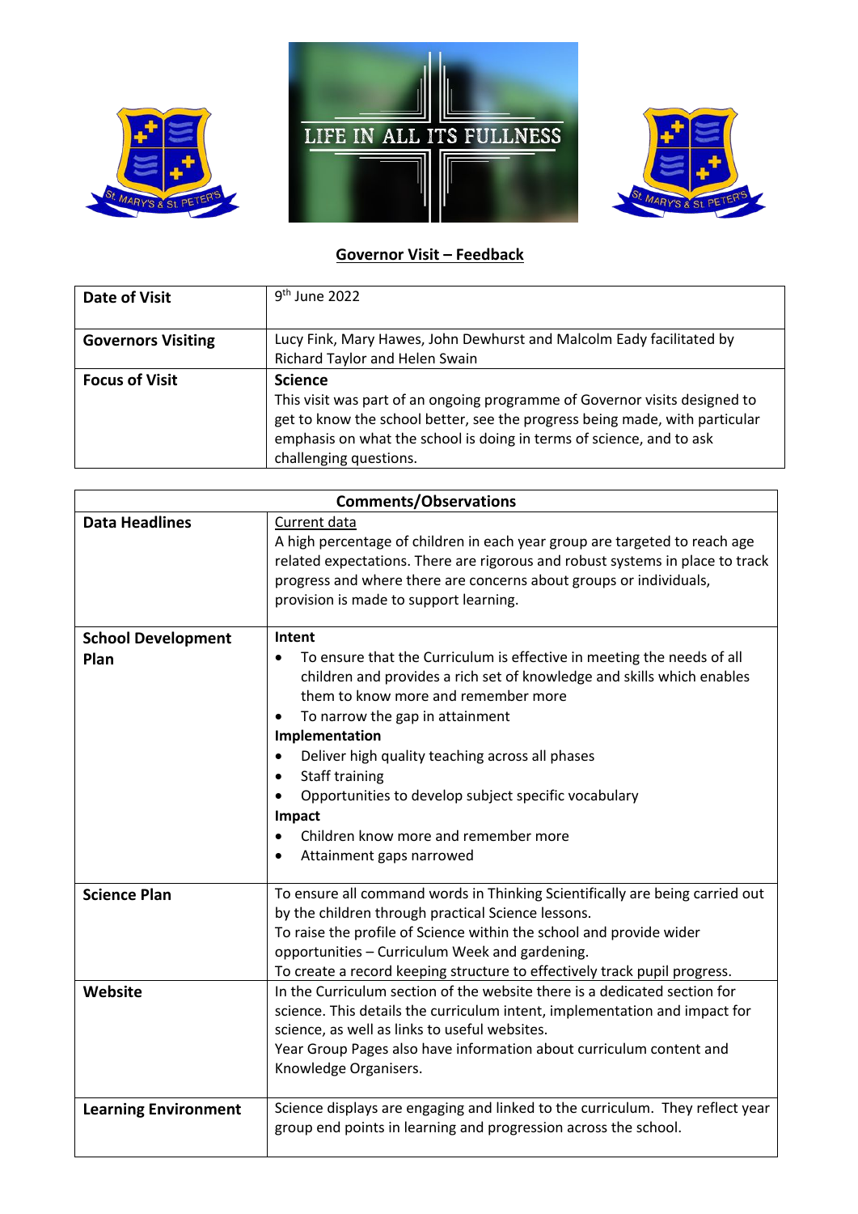LIFE IN ALL ITS FULLNESS

## Governor Visit – Feedback

| | |
|---|---|
| **Date of Visit** | 9th June 2022 |
| **Governors Visiting** | Lucy Fink, Mary Hawes, John Dewhurst and Malcolm Eady facilitated by Richard Taylor and Helen Swain |
| **Focus of Visit** | **Science**<br>This visit was part of an ongoing programme of Governor visits designed to get to know the school better, see the progress being made, with particular emphasis on what the school is doing in terms of science, and to ask challenging questions. |

| **Comments/Observations** | |
|---|---|
| **Data Headlines** | Current data<br>A high percentage of children in each year group are targeted to reach age related expectations. There are rigorous and robust systems in place to track progress and where there are concerns about groups or individuals, provision is made to support learning. |
| **School Development Plan** | **Intent**<br>• To ensure that the Curriculum is effective in meeting the needs of all children and provides a rich set of knowledge and skills which enables them to know more and remember more<br>• To narrow the gap in attainment<br>**Implementation**<br>• Deliver high quality teaching across all phases<br>• Staff training<br>• Opportunities to develop subject specific vocabulary<br>**Impact**<br>• Children know more and remember more<br>• Attainment gaps narrowed |
| **Science Plan** | To ensure all command words in Thinking Scientifically are being carried out by the children through practical Science lessons.<br>To raise the profile of Science within the school and provide wider opportunities – Curriculum Week and gardening.<br>To create a record keeping structure to effectively track pupil progress. |
| **Website** | In the Curriculum section of the website there is a dedicated section for science. This details the curriculum intent, implementation and impact for science, as well as links to useful websites.<br>Year Group Pages also have information about curriculum content and Knowledge Organisers. |
| **Learning Environment** | Science displays are engaging and linked to the curriculum. They reflect year group end points in learning and progression across the school. |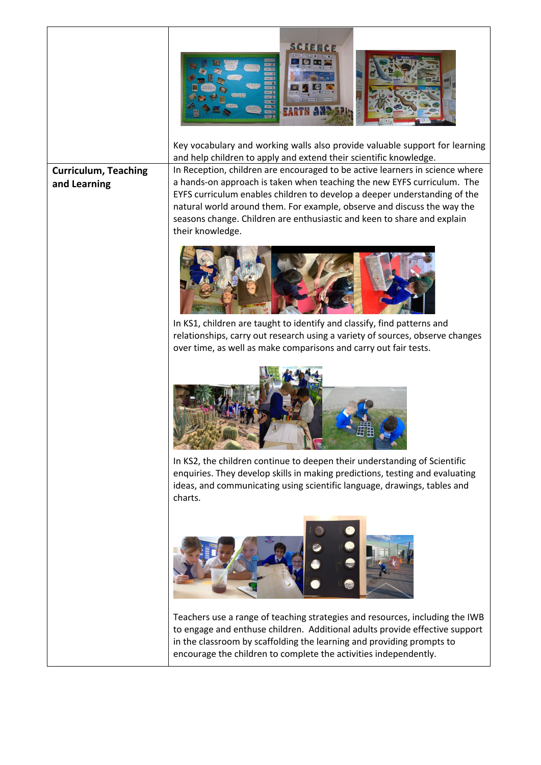| | |
|---|---|
| | Key vocabulary and working walls also provide valuable support for learning and help children to apply and extend their scientific knowledge. |
| **Curriculum, Teaching and Learning** | In Reception, children are encouraged to be active learners in science where a hands-on approach is taken when teaching the new EYFS curriculum. The EYFS curriculum enables children to develop a deeper understanding of the natural world around them. For example, observe and discuss the way the seasons change. Children are enthusiastic and keen to share and explain their knowledge.<br><br>In KS1, children are taught to identify and classify, find patterns and relationships, carry out research using a variety of sources, observe changes over time, as well as make comparisons and carry out fair tests.<br><br>In KS2, the children continue to deepen their understanding of Scientific enquiries. They develop skills in making predictions, testing and evaluating ideas, and communicating using scientific language, drawings, tables and charts.<br><br>Teachers use a range of teaching strategies and resources, including the IWB to engage and enthuse children. Additional adults provide effective support in the classroom by scaffolding the learning and providing prompts to encourage the children to complete the activities independently. |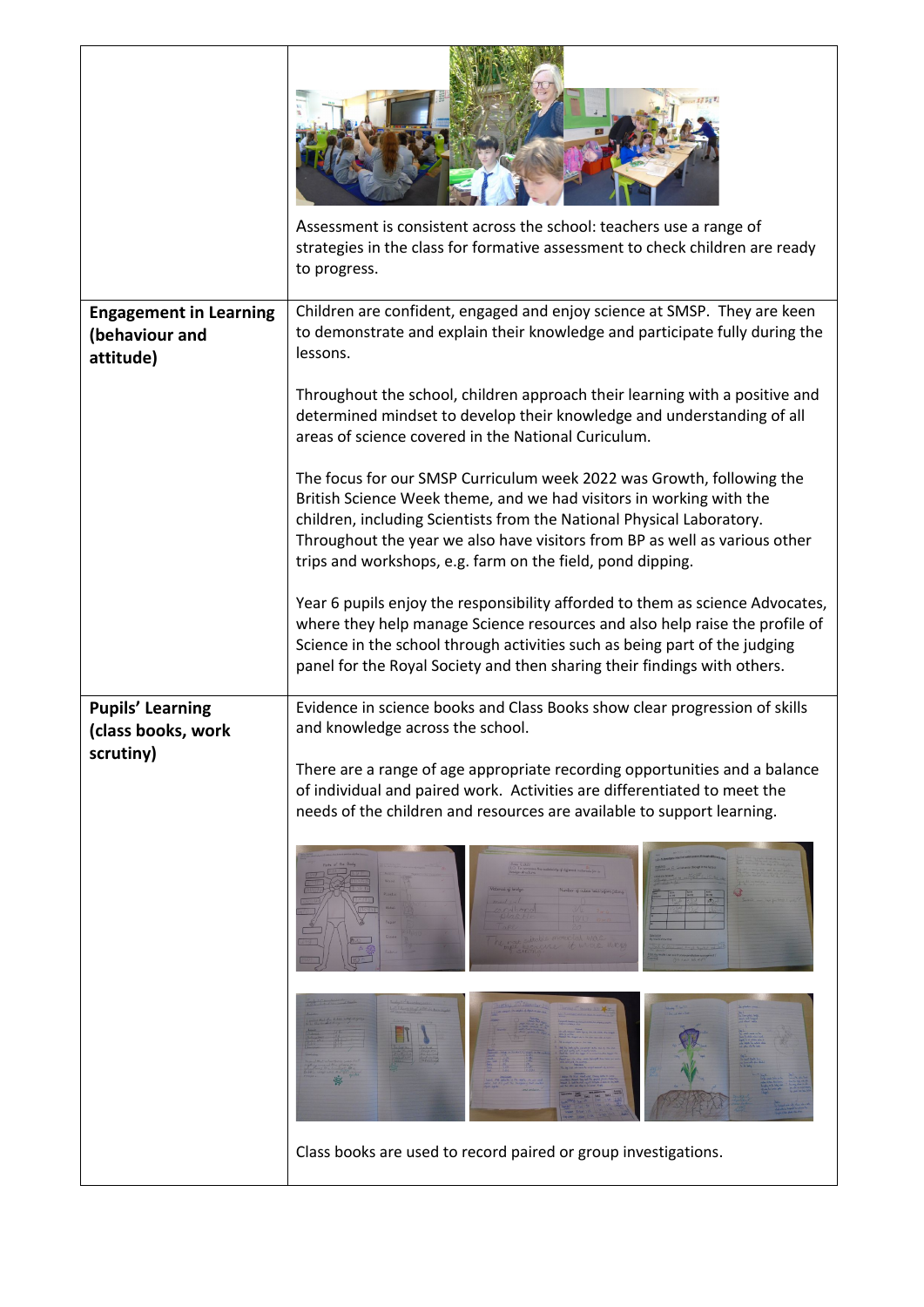| | |
|---|---|
| | Assessment is consistent across the school: teachers use a range of strategies in the class for formative assessment to check children are ready to progress. |
| **Engagement in Learning (behaviour and attitude)** | Children are confident, engaged and enjoy science at SMSP. They are keen to demonstrate and explain their knowledge and participate fully during the lessons.<br><br>Throughout the school, children approach their learning with a positive and determined mindset to develop their knowledge and understanding of all areas of science covered in the National Curiculum.<br><br>The focus for our SMSP Curriculum week 2022 was Growth, following the British Science Week theme, and we had visitors in working with the children, including Scientists from the National Physical Laboratory. Throughout the year we also have visitors from BP as well as various other trips and workshops, e.g. farm on the field, pond dipping.<br><br>Year 6 pupils enjoy the responsibility afforded to them as science Advocates, where they help manage Science resources and also help raise the profile of Science in the school through activities such as being part of the judging panel for the Royal Society and then sharing their findings with others. |
| **Pupils' Learning (class books, work scrutiny)** | Evidence in science books and Class Books show clear progression of skills and knowledge across the school.<br><br>There are a range of age appropriate recording opportunities and a balance of individual and paired work. Activities are differentiated to meet the needs of the children and resources are available to support learning.<br><br>Class books are used to record paired or group investigations. |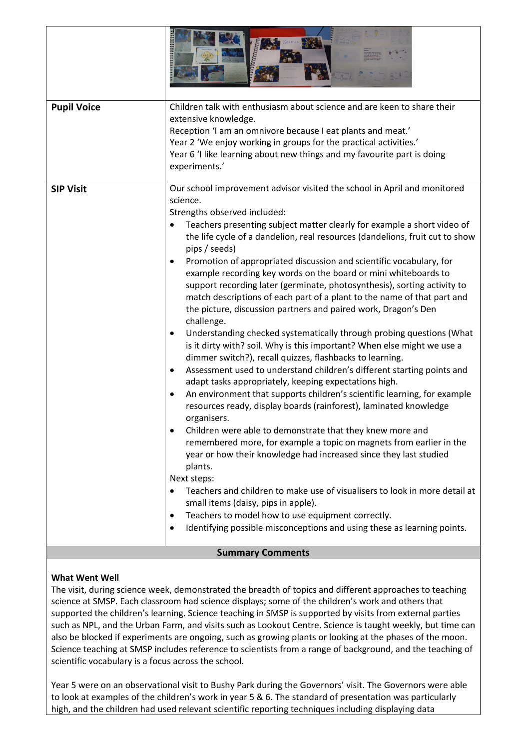| | |
|---|---|
| | |
| **Pupil Voice** | Children talk with enthusiasm about science and are keen to share their extensive knowledge.<br>Reception 'I am an omnivore because I eat plants and meat.'<br>Year 2 'We enjoy working in groups for the practical activities.'<br>Year 6 'I like learning about new things and my favourite part is doing experiments.' |
| **SIP Visit** | Our school improvement advisor visited the school in April and monitored science.<br>Strengths observed included:<br>• Teachers presenting subject matter clearly for example a short video of the life cycle of a dandelion, real resources (dandelions, fruit cut to show pips / seeds)<br>• Promotion of appropriated discussion and scientific vocabulary, for example recording key words on the board or mini whiteboards to support recording later (germinate, photosynthesis), sorting activity to match descriptions of each part of a plant to the name of that part and the picture, discussion partners and paired work, Dragon's Den challenge.<br>• Understanding checked systematically through probing questions (What is it dirty with? soil. Why is this important? When else might we use a dimmer switch?), recall quizzes, flashbacks to learning.<br>• Assessment used to understand children's different starting points and adapt tasks appropriately, keeping expectations high.<br>• An environment that supports children's scientific learning, for example resources ready, display boards (rainforest), laminated knowledge organisers.<br>• Children were able to demonstrate that they knew more and remembered more, for example a topic on magnets from earlier in the year or how their knowledge had increased since they last studied plants.<br>Next steps:<br>• Teachers and children to make use of visualisers to look in more detail at small items (daisy, pips in apple).<br>• Teachers to model how to use equipment correctly.<br>• Identifying possible misconceptions and using these as learning points. |

## Summary Comments

**What Went Well**

The visit, during science week, demonstrated the breadth of topics and different approaches to teaching science at SMSP. Each classroom had science displays; some of the children's work and others that supported the children's learning. Science teaching in SMSP is supported by visits from external parties such as NPL, and the Urban Farm, and visits such as Lookout Centre. Science is taught weekly, but time can also be blocked if experiments are ongoing, such as growing plants or looking at the phases of the moon. Science teaching at SMSP includes reference to scientists from a range of background, and the teaching of scientific vocabulary is a focus across the school.

Year 5 were on an observational visit to Bushy Park during the Governors' visit. The Governors were able to look at examples of the children's work in year 5 & 6. The standard of presentation was particularly high, and the children had used relevant scientific reporting techniques including displaying data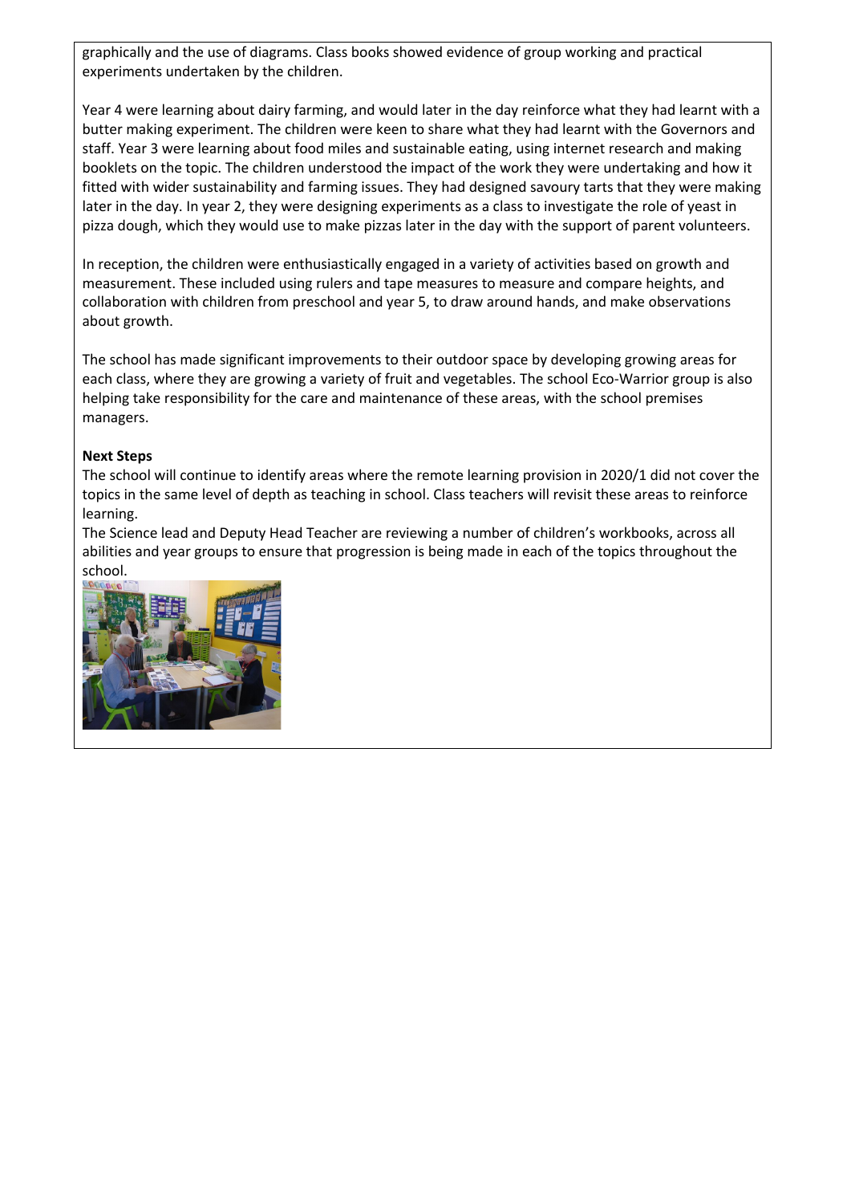graphically and the use of diagrams. Class books showed evidence of group working and practical experiments undertaken by the children.

Year 4 were learning about dairy farming, and would later in the day reinforce what they had learnt with a butter making experiment. The children were keen to share what they had learnt with the Governors and staff. Year 3 were learning about food miles and sustainable eating, using internet research and making booklets on the topic. The children understood the impact of the work they were undertaking and how it fitted with wider sustainability and farming issues. They had designed savoury tarts that they were making later in the day. In year 2, they were designing experiments as a class to investigate the role of yeast in pizza dough, which they would use to make pizzas later in the day with the support of parent volunteers.

In reception, the children were enthusiastically engaged in a variety of activities based on growth and measurement. These included using rulers and tape measures to measure and compare heights, and collaboration with children from preschool and year 5, to draw around hands, and make observations about growth.

The school has made significant improvements to their outdoor space by developing growing areas for each class, where they are growing a variety of fruit and vegetables. The school Eco-Warrior group is also helping take responsibility for the care and maintenance of these areas, with the school premises managers.

**Next Steps**

The school will continue to identify areas where the remote learning provision in 2020/1 did not cover the topics in the same level of depth as teaching in school. Class teachers will revisit these areas to reinforce learning.

The Science lead and Deputy Head Teacher are reviewing a number of children's workbooks, across all abilities and year groups to ensure that progression is being made in each of the topics throughout the school.